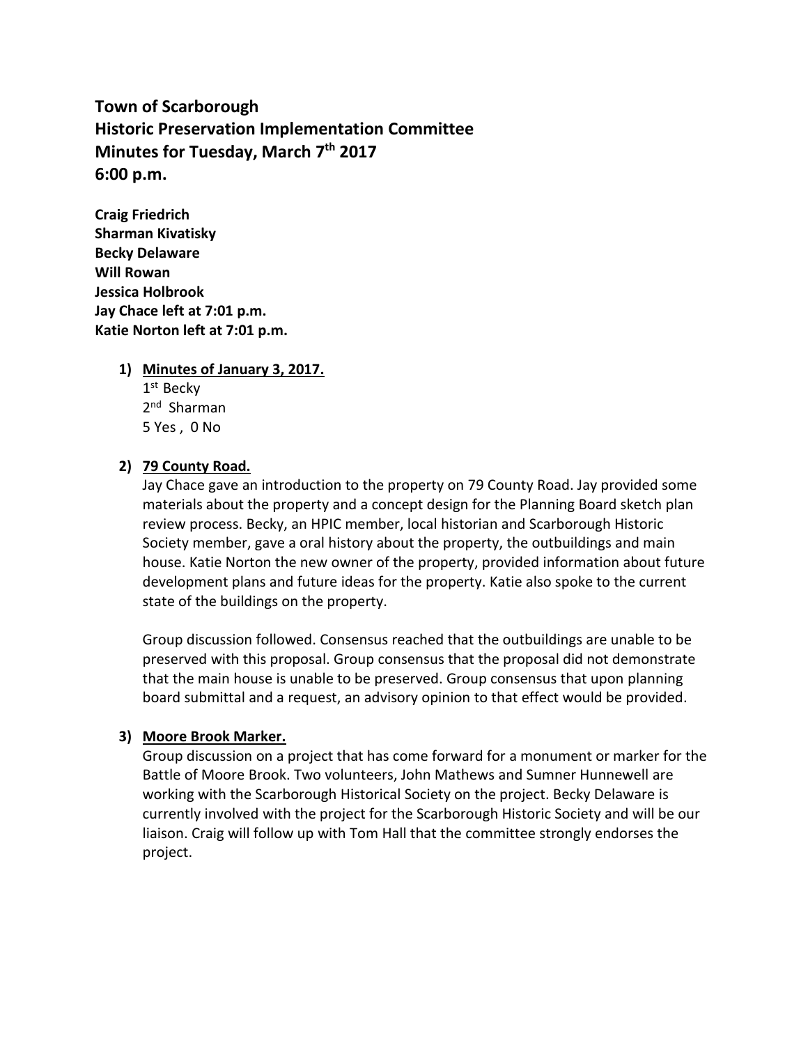**Town of Scarborough**
**Historic Preservation Implementation Committee**
**Minutes for Tuesday, March 7th 2017**
**6:00 p.m.**

**Craig Friedrich**
**Sharman Kivatisky**
**Becky Delaware**
**Will Rowan**
**Jessica Holbrook**
**Jay Chace left at 7:01 p.m.**
**Katie Norton left at 7:01 p.m.**

1) **Minutes of January 3, 2017.**
   1st Becky
   2nd Sharman
   5 Yes , 0 No

2) **79 County Road.**
   Jay Chace gave an introduction to the property on 79 County Road. Jay provided some materials about the property and a concept design for the Planning Board sketch plan review process. Becky, an HPIC member, local historian and Scarborough Historic Society member, gave a oral history about the property, the outbuildings and main house. Katie Norton the new owner of the property, provided information about future development plans and future ideas for the property. Katie also spoke to the current state of the buildings on the property.

   Group discussion followed. Consensus reached that the outbuildings are unable to be preserved with this proposal. Group consensus that the proposal did not demonstrate that the main house is unable to be preserved. Group consensus that upon planning board submittal and a request, an advisory opinion to that effect would be provided.

3) **Moore Brook Marker.**
   Group discussion on a project that has come forward for a monument or marker for the Battle of Moore Brook. Two volunteers, John Mathews and Sumner Hunnewell are working with the Scarborough Historical Society on the project. Becky Delaware is currently involved with the project for the Scarborough Historic Society and will be our liaison. Craig will follow up with Tom Hall that the committee strongly endorses the project.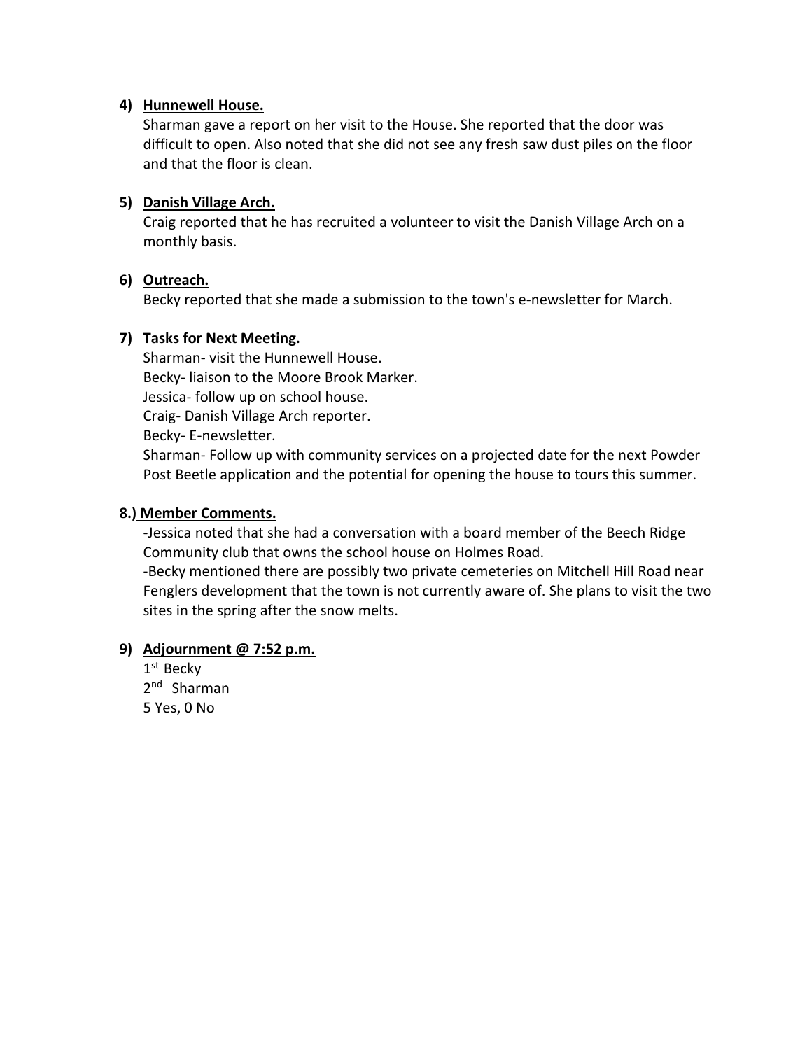4) **Hunnewell House.**

   Sharman gave a report on her visit to the House. She reported that the door was difficult to open. Also noted that she did not see any fresh saw dust piles on the floor and that the floor is clean.

5) **Danish Village Arch.**

   Craig reported that he has recruited a volunteer to visit the Danish Village Arch on a monthly basis.

6) **Outreach.**

   Becky reported that she made a submission to the town's e-newsletter for March.

7) **Tasks for Next Meeting.**

   Sharman- visit the Hunnewell House.
   Becky- liaison to the Moore Brook Marker.
   Jessica- follow up on school house.
   Craig- Danish Village Arch reporter.
   Becky- E-newsletter.
   Sharman- Follow up with community services on a projected date for the next Powder Post Beetle application and the potential for opening the house to tours this summer.

**8.) Member Comments.**

   -Jessica noted that she had a conversation with a board member of the Beech Ridge Community club that owns the school house on Holmes Road.
   -Becky mentioned there are possibly two private cemeteries on Mitchell Hill Road near Fenglers development that the town is not currently aware of. She plans to visit the two sites in the spring after the snow melts.

9) **Adjournment @ 7:52 p.m.**

   1st Becky
   2nd Sharman
   5 Yes, 0 No